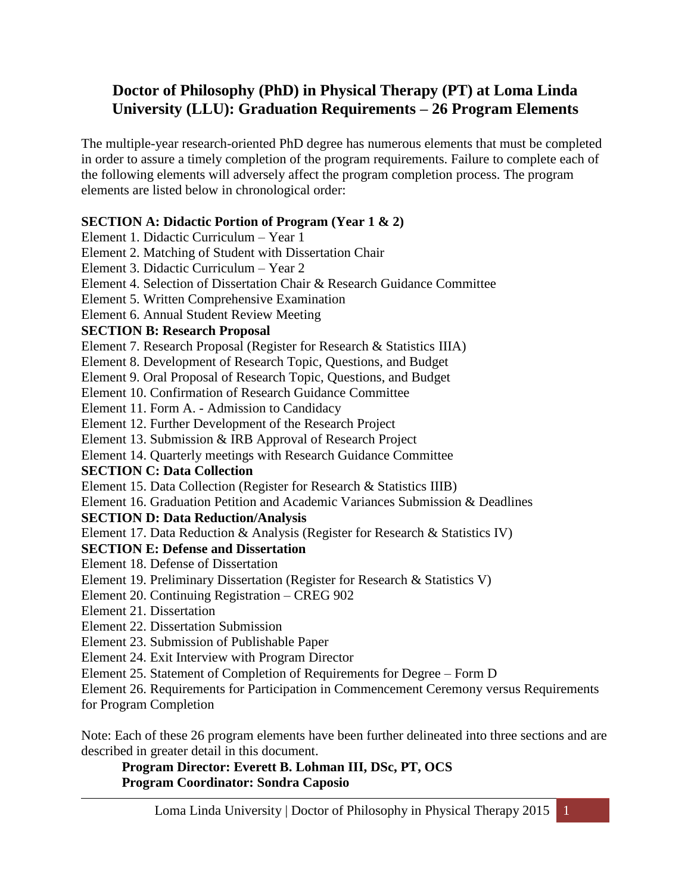# Doctor of Philosophy (PhD) in Physical Therapy (PT) at Loma Linda University (LLU): Graduation Requirements – 26 Program Elements

The multiple-year research-oriented PhD degree has numerous elements that must be completed in order to assure a timely completion of the program requirements. Failure to complete each of the following elements will adversely affect the program completion process. The program elements are listed below in chronological order:

**SECTION A: Didactic Portion of Program (Year 1 & 2)**

Element 1. Didactic Curriculum – Year 1
Element 2. Matching of Student with Dissertation Chair
Element 3. Didactic Curriculum – Year 2
Element 4. Selection of Dissertation Chair & Research Guidance Committee
Element 5. Written Comprehensive Examination
Element 6. Annual Student Review Meeting

**SECTION B: Research Proposal**

Element 7. Research Proposal (Register for Research & Statistics IIIA)
Element 8. Development of Research Topic, Questions, and Budget
Element 9. Oral Proposal of Research Topic, Questions, and Budget
Element 10. Confirmation of Research Guidance Committee
Element 11. Form A. - Admission to Candidacy
Element 12. Further Development of the Research Project
Element 13. Submission & IRB Approval of Research Project
Element 14. Quarterly meetings with Research Guidance Committee

**SECTION C: Data Collection**

Element 15. Data Collection (Register for Research & Statistics IIIB)
Element 16. Graduation Petition and Academic Variances Submission & Deadlines

**SECTION D: Data Reduction/Analysis**

Element 17. Data Reduction & Analysis (Register for Research & Statistics IV)

**SECTION E: Defense and Dissertation**

Element 18. Defense of Dissertation
Element 19. Preliminary Dissertation (Register for Research & Statistics V)
Element 20. Continuing Registration – CREG 902
Element 21. Dissertation
Element 22. Dissertation Submission
Element 23. Submission of Publishable Paper
Element 24. Exit Interview with Program Director
Element 25. Statement of Completion of Requirements for Degree – Form D
Element 26. Requirements for Participation in Commencement Ceremony versus Requirements for Program Completion

Note: Each of these 26 program elements have been further delineated into three sections and are described in greater detail in this document.

**Program Director: Everett B. Lohman III, DSc, PT, OCS**
**Program Coordinator: Sondra Caposio**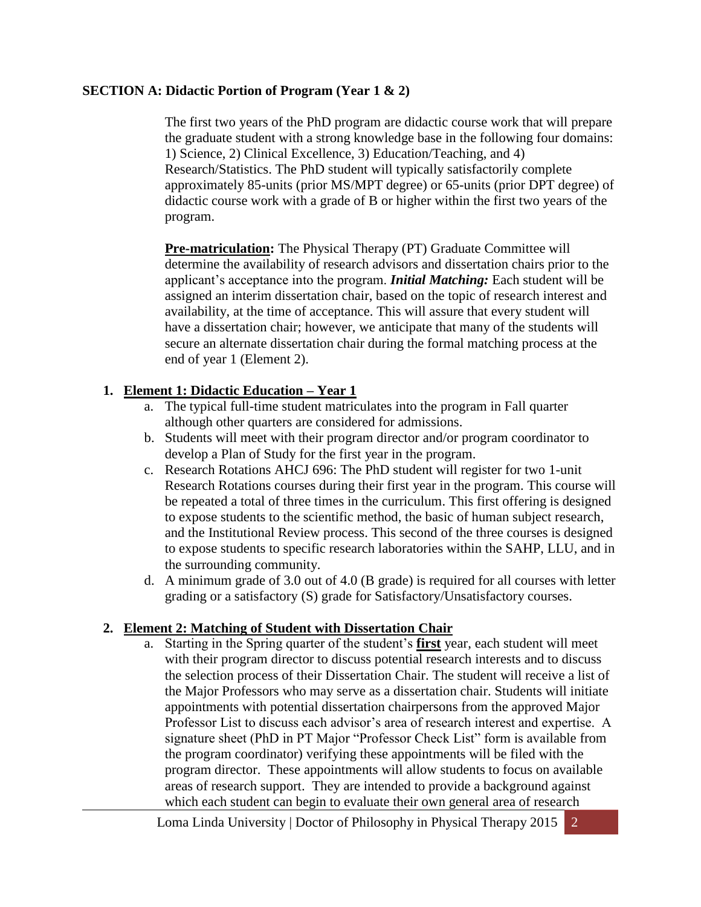## SECTION A: Didactic Portion of Program (Year 1 & 2)

The first two years of the PhD program are didactic course work that will prepare the graduate student with a strong knowledge base in the following four domains: 1) Science, 2) Clinical Excellence, 3) Education/Teaching, and 4) Research/Statistics. The PhD student will typically satisfactorily complete approximately 85-units (prior MS/MPT degree) or 65-units (prior DPT degree) of didactic course work with a grade of B or higher within the first two years of the program.

**Pre-matriculation:** The Physical Therapy (PT) Graduate Committee will determine the availability of research advisors and dissertation chairs prior to the applicant's acceptance into the program. ***Initial Matching:*** Each student will be assigned an interim dissertation chair, based on the topic of research interest and availability, at the time of acceptance. This will assure that every student will have a dissertation chair; however, we anticipate that many of the students will secure an alternate dissertation chair during the formal matching process at the end of year 1 (Element 2).

1. **Element 1: Didactic Education – Year 1**
   a. The typical full-time student matriculates into the program in Fall quarter although other quarters are considered for admissions.
   b. Students will meet with their program director and/or program coordinator to develop a Plan of Study for the first year in the program.
   c. Research Rotations AHCJ 696: The PhD student will register for two 1-unit Research Rotations courses during their first year in the program. This course will be repeated a total of three times in the curriculum. This first offering is designed to expose students to the scientific method, the basic of human subject research, and the Institutional Review process. This second of the three courses is designed to expose students to specific research laboratories within the SAHP, LLU, and in the surrounding community.
   d. A minimum grade of 3.0 out of 4.0 (B grade) is required for all courses with letter grading or a satisfactory (S) grade for Satisfactory/Unsatisfactory courses.

2. **Element 2: Matching of Student with Dissertation Chair**
   a. Starting in the Spring quarter of the student's **first** year, each student will meet with their program director to discuss potential research interests and to discuss the selection process of their Dissertation Chair. The student will receive a list of the Major Professors who may serve as a dissertation chair. Students will initiate appointments with potential dissertation chairpersons from the approved Major Professor List to discuss each advisor's area of research interest and expertise. A signature sheet (PhD in PT Major "Professor Check List" form is available from the program coordinator) verifying these appointments will be filed with the program director. These appointments will allow students to focus on available areas of research support. They are intended to provide a background against which each student can begin to evaluate their own general area of research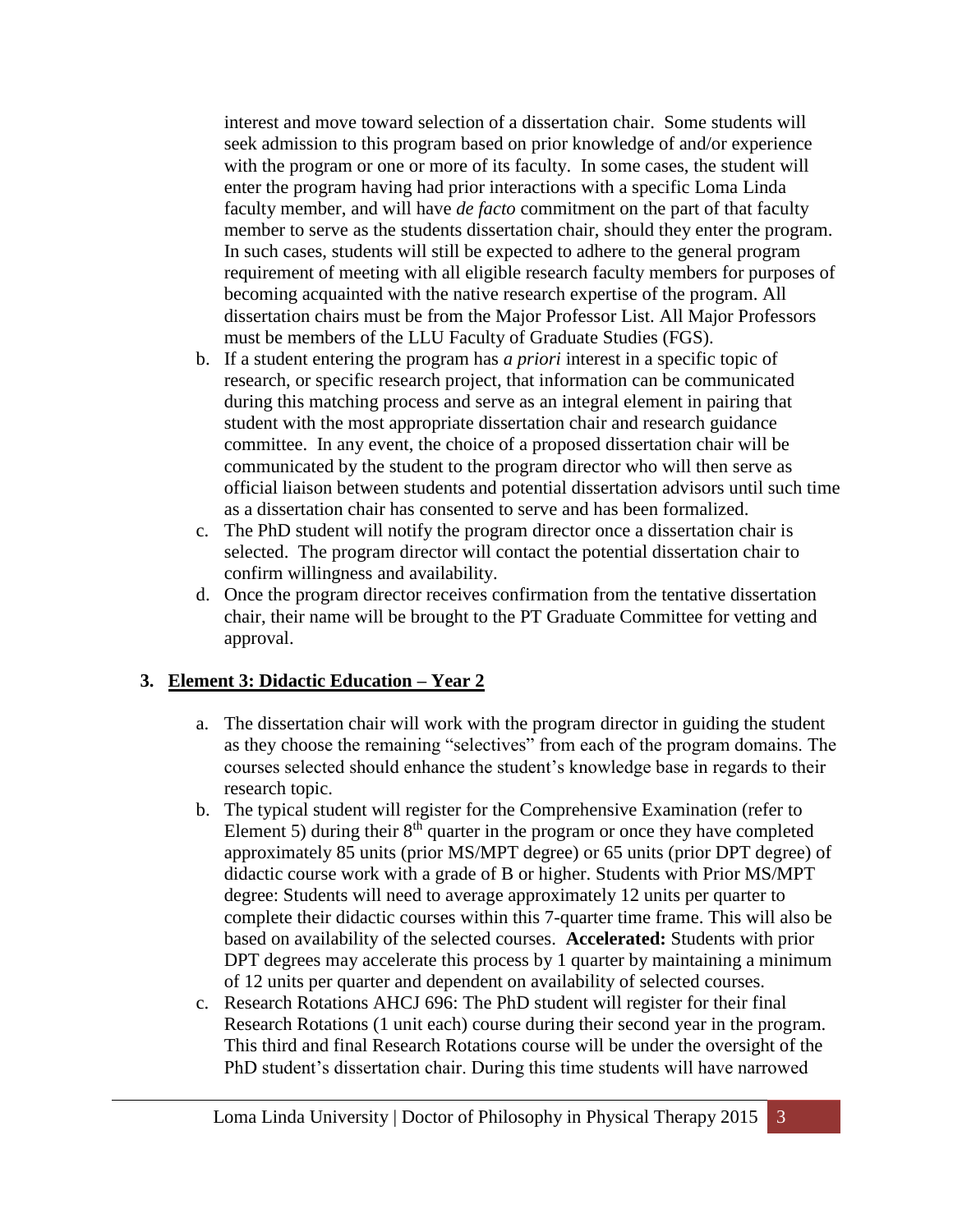interest and move toward selection of a dissertation chair. Some students will seek admission to this program based on prior knowledge of and/or experience with the program or one or more of its faculty. In some cases, the student will enter the program having had prior interactions with a specific Loma Linda faculty member, and will have *de facto* commitment on the part of that faculty member to serve as the students dissertation chair, should they enter the program. In such cases, students will still be expected to adhere to the general program requirement of meeting with all eligible research faculty members for purposes of becoming acquainted with the native research expertise of the program. All dissertation chairs must be from the Major Professor List. All Major Professors must be members of the LLU Faculty of Graduate Studies (FGS).

b. If a student entering the program has *a priori* interest in a specific topic of research, or specific research project, that information can be communicated during this matching process and serve as an integral element in pairing that student with the most appropriate dissertation chair and research guidance committee. In any event, the choice of a proposed dissertation chair will be communicated by the student to the program director who will then serve as official liaison between students and potential dissertation advisors until such time as a dissertation chair has consented to serve and has been formalized.

c. The PhD student will notify the program director once a dissertation chair is selected. The program director will contact the potential dissertation chair to confirm willingness and availability.

d. Once the program director receives confirmation from the tentative dissertation chair, their name will be brought to the PT Graduate Committee for vetting and approval.

### 3. Element 3: Didactic Education – Year 2

a. The dissertation chair will work with the program director in guiding the student as they choose the remaining "selectives" from each of the program domains. The courses selected should enhance the student's knowledge base in regards to their research topic.

b. The typical student will register for the Comprehensive Examination (refer to Element 5) during their 8th quarter in the program or once they have completed approximately 85 units (prior MS/MPT degree) or 65 units (prior DPT degree) of didactic course work with a grade of B or higher. Students with Prior MS/MPT degree: Students will need to average approximately 12 units per quarter to complete their didactic courses within this 7-quarter time frame. This will also be based on availability of the selected courses. **Accelerated:** Students with prior DPT degrees may accelerate this process by 1 quarter by maintaining a minimum of 12 units per quarter and dependent on availability of selected courses.

c. Research Rotations AHCJ 696: The PhD student will register for their final Research Rotations (1 unit each) course during their second year in the program. This third and final Research Rotations course will be under the oversight of the PhD student's dissertation chair. During this time students will have narrowed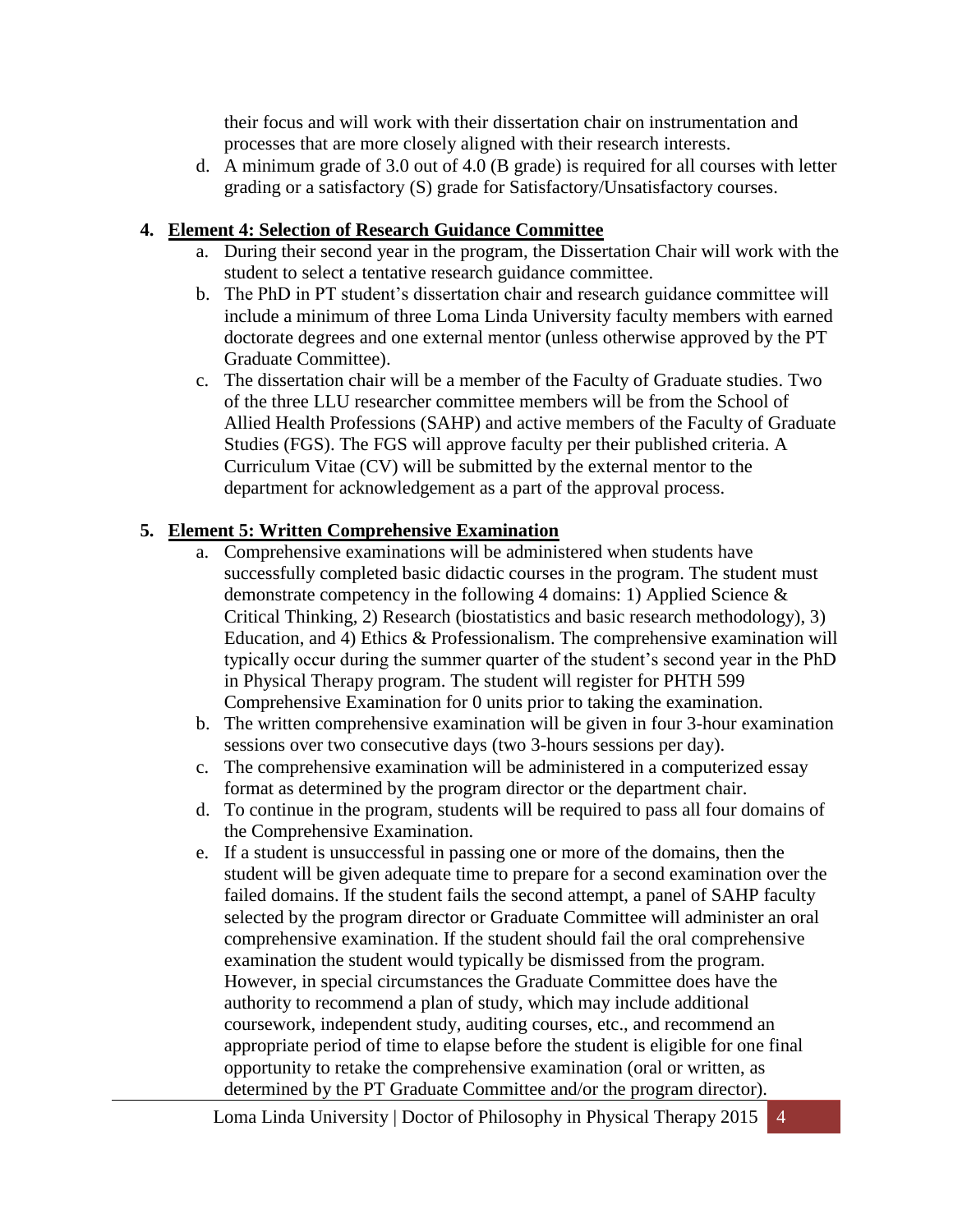their focus and will work with their dissertation chair on instrumentation and processes that are more closely aligned with their research interests.

d. A minimum grade of 3.0 out of 4.0 (B grade) is required for all courses with letter grading or a satisfactory (S) grade for Satisfactory/Unsatisfactory courses.

4. **Element 4: Selection of Research Guidance Committee**
   a. During their second year in the program, the Dissertation Chair will work with the student to select a tentative research guidance committee.
   b. The PhD in PT student's dissertation chair and research guidance committee will include a minimum of three Loma Linda University faculty members with earned doctorate degrees and one external mentor (unless otherwise approved by the PT Graduate Committee).
   c. The dissertation chair will be a member of the Faculty of Graduate studies. Two of the three LLU researcher committee members will be from the School of Allied Health Professions (SAHP) and active members of the Faculty of Graduate Studies (FGS). The FGS will approve faculty per their published criteria. A Curriculum Vitae (CV) will be submitted by the external mentor to the department for acknowledgement as a part of the approval process.

5. **Element 5: Written Comprehensive Examination**
   a. Comprehensive examinations will be administered when students have successfully completed basic didactic courses in the program. The student must demonstrate competency in the following 4 domains: 1) Applied Science & Critical Thinking, 2) Research (biostatistics and basic research methodology), 3) Education, and 4) Ethics & Professionalism. The comprehensive examination will typically occur during the summer quarter of the student's second year in the PhD in Physical Therapy program. The student will register for PHTH 599 Comprehensive Examination for 0 units prior to taking the examination.
   b. The written comprehensive examination will be given in four 3-hour examination sessions over two consecutive days (two 3-hours sessions per day).
   c. The comprehensive examination will be administered in a computerized essay format as determined by the program director or the department chair.
   d. To continue in the program, students will be required to pass all four domains of the Comprehensive Examination.
   e. If a student is unsuccessful in passing one or more of the domains, then the student will be given adequate time to prepare for a second examination over the failed domains. If the student fails the second attempt, a panel of SAHP faculty selected by the program director or Graduate Committee will administer an oral comprehensive examination. If the student should fail the oral comprehensive examination the student would typically be dismissed from the program. However, in special circumstances the Graduate Committee does have the authority to recommend a plan of study, which may include additional coursework, independent study, auditing courses, etc., and recommend an appropriate period of time to elapse before the student is eligible for one final opportunity to retake the comprehensive examination (oral or written, as determined by the PT Graduate Committee and/or the program director).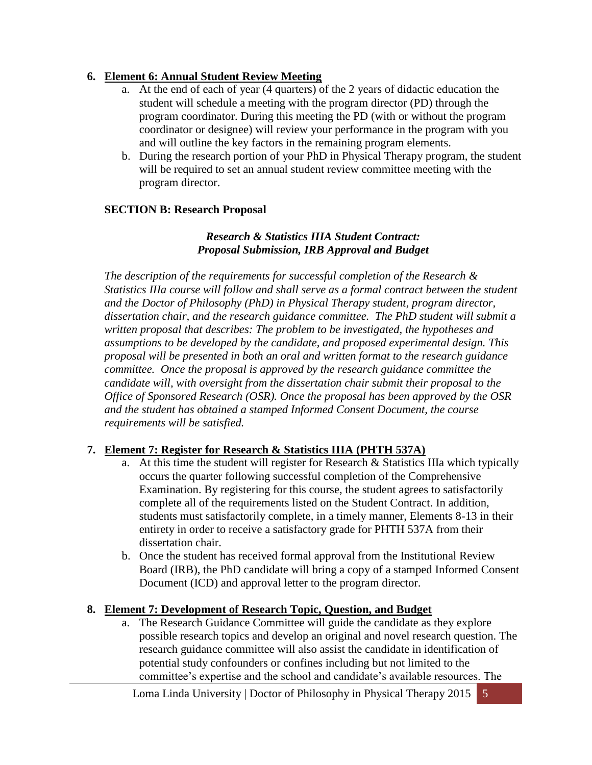6. **Element 6: Annual Student Review Meeting**
    a. At the end of each of year (4 quarters) of the 2 years of didactic education the student will schedule a meeting with the program director (PD) through the program coordinator. During this meeting the PD (with or without the program coordinator or designee) will review your performance in the program with you and will outline the key factors in the remaining program elements.
    b. During the research portion of your PhD in Physical Therapy program, the student will be required to set an annual student review committee meeting with the program director.

**SECTION B: Research Proposal**

***Research & Statistics IIIA Student Contract:***
***Proposal Submission, IRB Approval and Budget***

*The description of the requirements for successful completion of the Research & Statistics IIIa course will follow and shall serve as a formal contract between the student and the Doctor of Philosophy (PhD) in Physical Therapy student, program director, dissertation chair, and the research guidance committee. The PhD student will submit a written proposal that describes: The problem to be investigated, the hypotheses and assumptions to be developed by the candidate, and proposed experimental design. This proposal will be presented in both an oral and written format to the research guidance committee. Once the proposal is approved by the research guidance committee the candidate will, with oversight from the dissertation chair submit their proposal to the Office of Sponsored Research (OSR). Once the proposal has been approved by the OSR and the student has obtained a stamped Informed Consent Document, the course requirements will be satisfied.*

7. **Element 7: Register for Research & Statistics IIIA (PHTH 537A)**
    a. At this time the student will register for Research & Statistics IIIa which typically occurs the quarter following successful completion of the Comprehensive Examination. By registering for this course, the student agrees to satisfactorily complete all of the requirements listed on the Student Contract. In addition, students must satisfactorily complete, in a timely manner, Elements 8-13 in their entirety in order to receive a satisfactory grade for PHTH 537A from their dissertation chair.
    b. Once the student has received formal approval from the Institutional Review Board (IRB), the PhD candidate will bring a copy of a stamped Informed Consent Document (ICD) and approval letter to the program director.

8. **Element 7: Development of Research Topic, Question, and Budget**
    a. The Research Guidance Committee will guide the candidate as they explore possible research topics and develop an original and novel research question. The research guidance committee will also assist the candidate in identification of potential study confounders or confines including but not limited to the committee's expertise and the school and candidate's available resources. The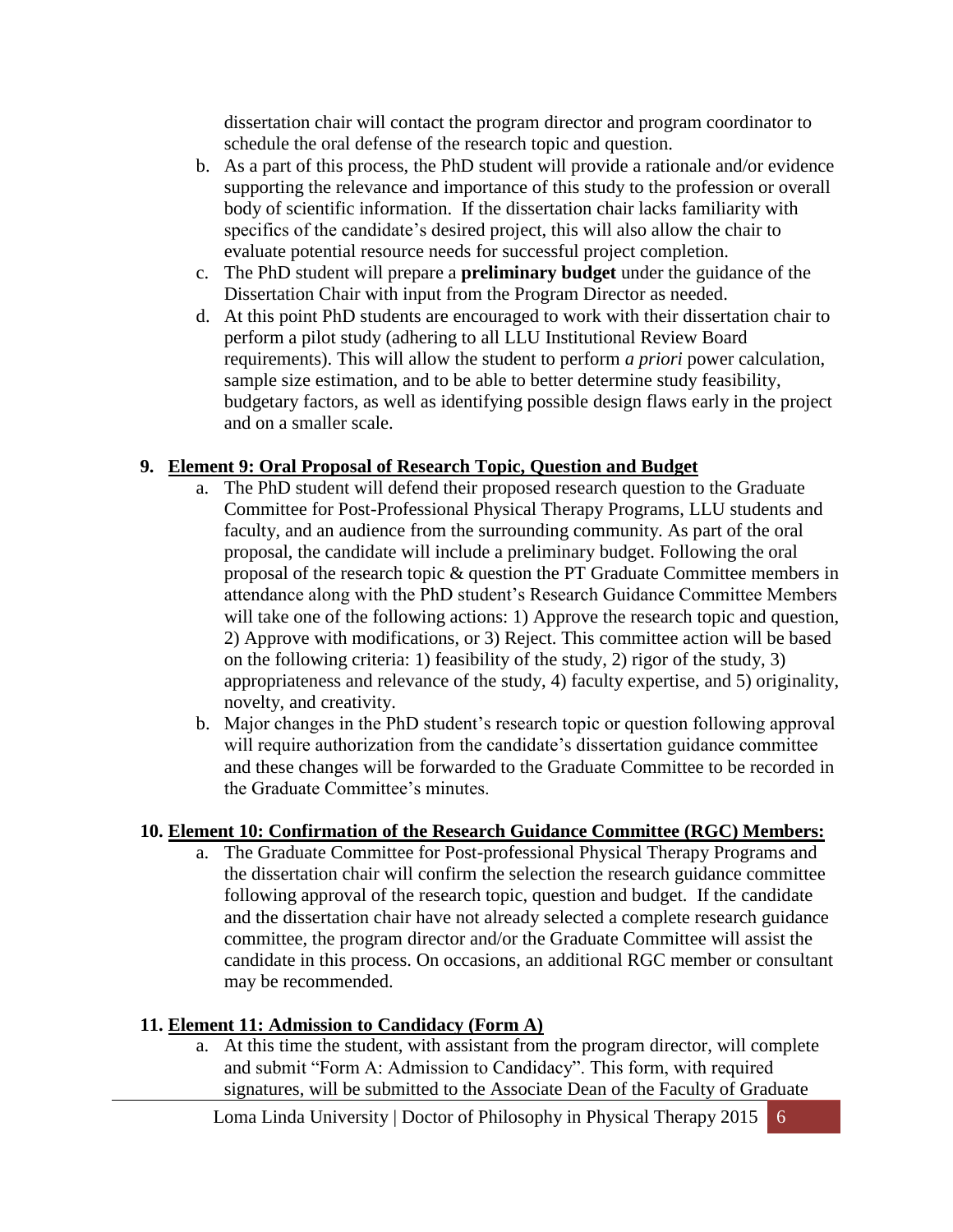dissertation chair will contact the program director and program coordinator to schedule the oral defense of the research topic and question.

b. As a part of this process, the PhD student will provide a rationale and/or evidence supporting the relevance and importance of this study to the profession or overall body of scientific information. If the dissertation chair lacks familiarity with specifics of the candidate's desired project, this will also allow the chair to evaluate potential resource needs for successful project completion.
c. The PhD student will prepare a **preliminary budget** under the guidance of the Dissertation Chair with input from the Program Director as needed.
d. At this point PhD students are encouraged to work with their dissertation chair to perform a pilot study (adhering to all LLU Institutional Review Board requirements). This will allow the student to perform *a priori* power calculation, sample size estimation, and to be able to better determine study feasibility, budgetary factors, as well as identifying possible design flaws early in the project and on a smaller scale.

## 9. Element 9: Oral Proposal of Research Topic, Question and Budget

a. The PhD student will defend their proposed research question to the Graduate Committee for Post-Professional Physical Therapy Programs, LLU students and faculty, and an audience from the surrounding community. As part of the oral proposal, the candidate will include a preliminary budget. Following the oral proposal of the research topic & question the PT Graduate Committee members in attendance along with the PhD student's Research Guidance Committee Members will take one of the following actions: 1) Approve the research topic and question, 2) Approve with modifications, or 3) Reject. This committee action will be based on the following criteria: 1) feasibility of the study, 2) rigor of the study, 3) appropriateness and relevance of the study, 4) faculty expertise, and 5) originality, novelty, and creativity.
b. Major changes in the PhD student's research topic or question following approval will require authorization from the candidate's dissertation guidance committee and these changes will be forwarded to the Graduate Committee to be recorded in the Graduate Committee's minutes.

## 10. Element 10: Confirmation of the Research Guidance Committee (RGC) Members:

a. The Graduate Committee for Post-professional Physical Therapy Programs and the dissertation chair will confirm the selection the research guidance committee following approval of the research topic, question and budget. If the candidate and the dissertation chair have not already selected a complete research guidance committee, the program director and/or the Graduate Committee will assist the candidate in this process. On occasions, an additional RGC member or consultant may be recommended.

## 11. Element 11: Admission to Candidacy (Form A)

a. At this time the student, with assistant from the program director, will complete and submit "Form A: Admission to Candidacy". This form, with required signatures, will be submitted to the Associate Dean of the Faculty of Graduate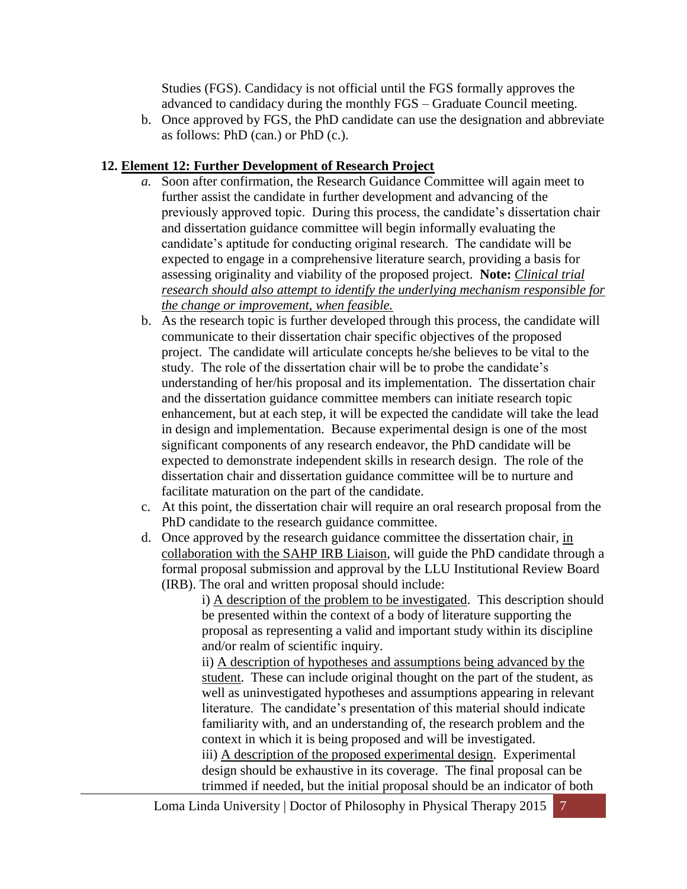Studies (FGS). Candidacy is not official until the FGS formally approves the advanced to candidacy during the monthly FGS – Graduate Council meeting.

b. Once approved by FGS, the PhD candidate can use the designation and abbreviate as follows: PhD (can.) or PhD (c.).

## 12. Element 12: Further Development of Research Project

*a.* Soon after confirmation, the Research Guidance Committee will again meet to further assist the candidate in further development and advancing of the previously approved topic. During this process, the candidate's dissertation chair and dissertation guidance committee will begin informally evaluating the candidate's aptitude for conducting original research. The candidate will be expected to engage in a comprehensive literature search, providing a basis for assessing originality and viability of the proposed project. **Note:** *Clinical trial research should also attempt to identify the underlying mechanism responsible for the change or improvement, when feasible.*

b. As the research topic is further developed through this process, the candidate will communicate to their dissertation chair specific objectives of the proposed project. The candidate will articulate concepts he/she believes to be vital to the study. The role of the dissertation chair will be to probe the candidate's understanding of her/his proposal and its implementation. The dissertation chair and the dissertation guidance committee members can initiate research topic enhancement, but at each step, it will be expected the candidate will take the lead in design and implementation. Because experimental design is one of the most significant components of any research endeavor, the PhD candidate will be expected to demonstrate independent skills in research design. The role of the dissertation chair and dissertation guidance committee will be to nurture and facilitate maturation on the part of the candidate.

c. At this point, the dissertation chair will require an oral research proposal from the PhD candidate to the research guidance committee.

d. Once approved by the research guidance committee the dissertation chair, in collaboration with the SAHP IRB Liaison, will guide the PhD candidate through a formal proposal submission and approval by the LLU Institutional Review Board (IRB). The oral and written proposal should include:

   i) A description of the problem to be investigated. This description should be presented within the context of a body of literature supporting the proposal as representing a valid and important study within its discipline and/or realm of scientific inquiry.

   ii) A description of hypotheses and assumptions being advanced by the student. These can include original thought on the part of the student, as well as uninvestigated hypotheses and assumptions appearing in relevant literature. The candidate's presentation of this material should indicate familiarity with, and an understanding of, the research problem and the context in which it is being proposed and will be investigated.

   iii) A description of the proposed experimental design. Experimental design should be exhaustive in its coverage. The final proposal can be trimmed if needed, but the initial proposal should be an indicator of both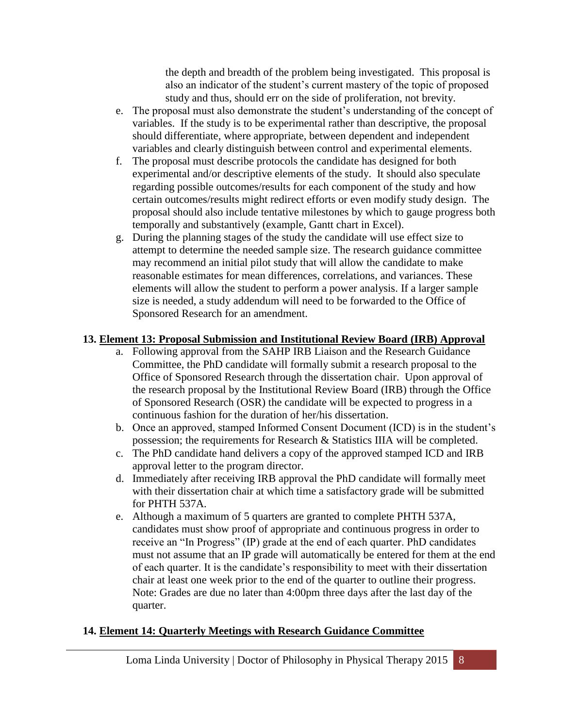the depth and breadth of the problem being investigated. This proposal is also an indicator of the student's current mastery of the topic of proposed study and thus, should err on the side of proliferation, not brevity.

e. The proposal must also demonstrate the student's understanding of the concept of variables. If the study is to be experimental rather than descriptive, the proposal should differentiate, where appropriate, between dependent and independent variables and clearly distinguish between control and experimental elements.
f. The proposal must describe protocols the candidate has designed for both experimental and/or descriptive elements of the study. It should also speculate regarding possible outcomes/results for each component of the study and how certain outcomes/results might redirect efforts or even modify study design. The proposal should also include tentative milestones by which to gauge progress both temporally and substantively (example, Gantt chart in Excel).
g. During the planning stages of the study the candidate will use effect size to attempt to determine the needed sample size. The research guidance committee may recommend an initial pilot study that will allow the candidate to make reasonable estimates for mean differences, correlations, and variances. These elements will allow the student to perform a power analysis. If a larger sample size is needed, a study addendum will need to be forwarded to the Office of Sponsored Research for an amendment.

## 13. <u>Element 13: Proposal Submission and Institutional Review Board (IRB) Approval</u>

a. Following approval from the SAHP IRB Liaison and the Research Guidance Committee, the PhD candidate will formally submit a research proposal to the Office of Sponsored Research through the dissertation chair. Upon approval of the research proposal by the Institutional Review Board (IRB) through the Office of Sponsored Research (OSR) the candidate will be expected to progress in a continuous fashion for the duration of her/his dissertation.
b. Once an approved, stamped Informed Consent Document (ICD) is in the student's possession; the requirements for Research & Statistics IIIA will be completed.
c. The PhD candidate hand delivers a copy of the approved stamped ICD and IRB approval letter to the program director.
d. Immediately after receiving IRB approval the PhD candidate will formally meet with their dissertation chair at which time a satisfactory grade will be submitted for PHTH 537A.
e. Although a maximum of 5 quarters are granted to complete PHTH 537A, candidates must show proof of appropriate and continuous progress in order to receive an "In Progress" (IP) grade at the end of each quarter. PhD candidates must not assume that an IP grade will automatically be entered for them at the end of each quarter. It is the candidate's responsibility to meet with their dissertation chair at least one week prior to the end of the quarter to outline their progress. Note: Grades are due no later than 4:00pm three days after the last day of the quarter.

## 14. <u>Element 14: Quarterly Meetings with Research Guidance Committee</u>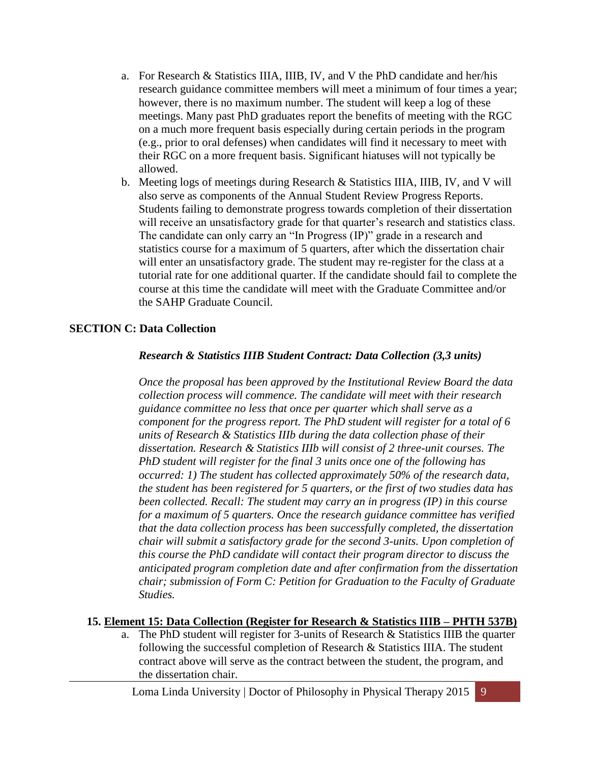a. For Research & Statistics IIIA, IIIB, IV, and V the PhD candidate and her/his research guidance committee members will meet a minimum of four times a year; however, there is no maximum number. The student will keep a log of these meetings. Many past PhD graduates report the benefits of meeting with the RGC on a much more frequent basis especially during certain periods in the program (e.g., prior to oral defenses) when candidates will find it necessary to meet with their RGC on a more frequent basis. Significant hiatuses will not typically be allowed.
b. Meeting logs of meetings during Research & Statistics IIIA, IIIB, IV, and V will also serve as components of the Annual Student Review Progress Reports. Students failing to demonstrate progress towards completion of their dissertation will receive an unsatisfactory grade for that quarter's research and statistics class. The candidate can only carry an "In Progress (IP)" grade in a research and statistics course for a maximum of 5 quarters, after which the dissertation chair will enter an unsatisfactory grade. The student may re-register for the class at a tutorial rate for one additional quarter. If the candidate should fail to complete the course at this time the candidate will meet with the Graduate Committee and/or the SAHP Graduate Council.

## SECTION C: Data Collection

***Research & Statistics IIIB Student Contract: Data Collection (3,3 units)***

*Once the proposal has been approved by the Institutional Review Board the data collection process will commence. The candidate will meet with their research guidance committee no less that once per quarter which shall serve as a component for the progress report. The PhD student will register for a total of 6 units of Research & Statistics IIIb during the data collection phase of their dissertation. Research & Statistics IIIb will consist of 2 three-unit courses. The PhD student will register for the final 3 units once one of the following has occurred: 1) The student has collected approximately 50% of the research data, the student has been registered for 5 quarters, or the first of two studies data has been collected. Recall: The student may carry an in progress (IP) in this course for a maximum of 5 quarters. Once the research guidance committee has verified that the data collection process has been successfully completed, the dissertation chair will submit a satisfactory grade for the second 3-units. Upon completion of this course the PhD candidate will contact their program director to discuss the anticipated program completion date and after confirmation from the dissertation chair; submission of Form C: Petition for Graduation to the Faculty of Graduate Studies.*

**15. Element 15: Data Collection (Register for Research & Statistics IIIB – PHTH 537B)**

a. The PhD student will register for 3-units of Research & Statistics IIIB the quarter following the successful completion of Research & Statistics IIIA. The student contract above will serve as the contract between the student, the program, and the dissertation chair.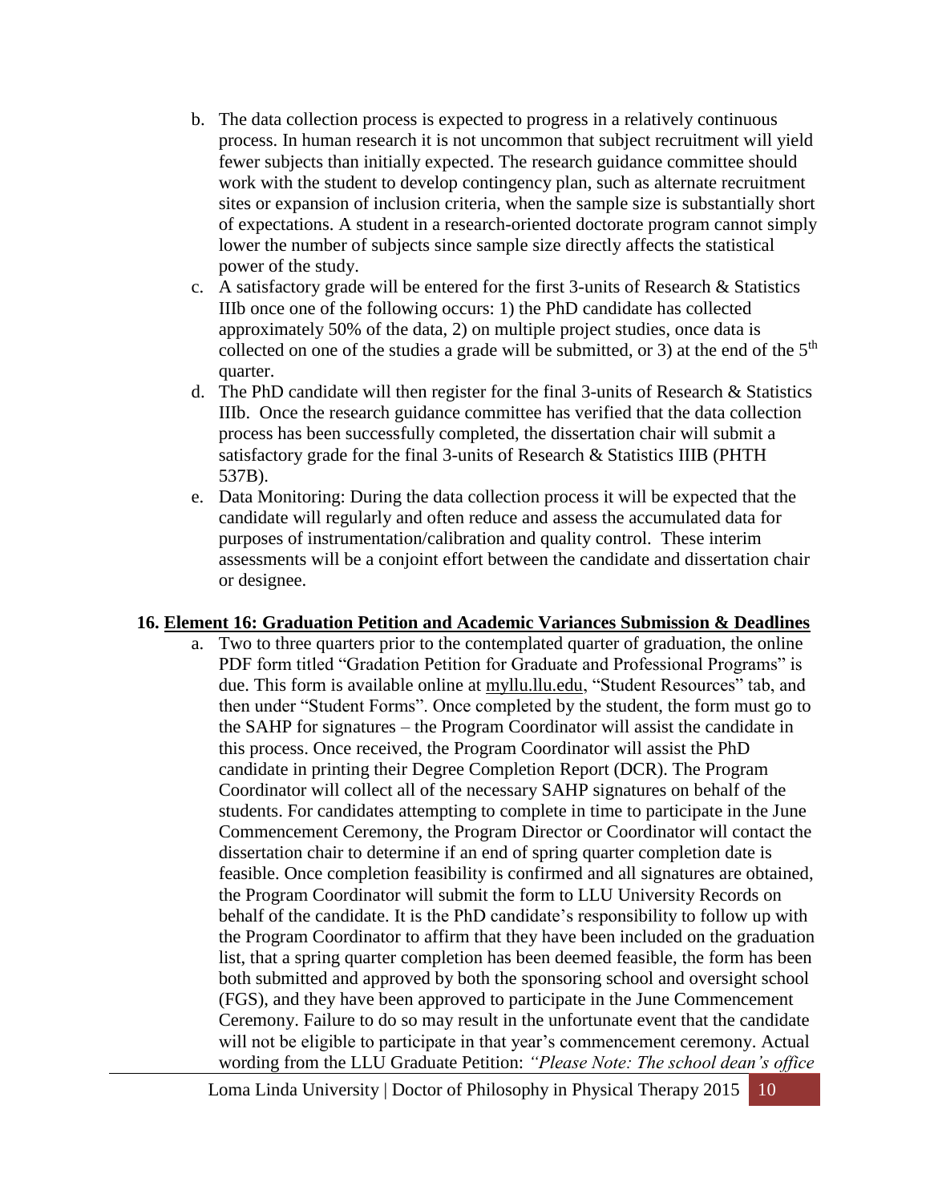b. The data collection process is expected to progress in a relatively continuous process. In human research it is not uncommon that subject recruitment will yield fewer subjects than initially expected. The research guidance committee should work with the student to develop contingency plan, such as alternate recruitment sites or expansion of inclusion criteria, when the sample size is substantially short of expectations. A student in a research-oriented doctorate program cannot simply lower the number of subjects since sample size directly affects the statistical power of the study.

c. A satisfactory grade will be entered for the first 3-units of Research & Statistics IIIb once one of the following occurs: 1) the PhD candidate has collected approximately 50% of the data, 2) on multiple project studies, once data is collected on one of the studies a grade will be submitted, or 3) at the end of the 5th quarter.

d. The PhD candidate will then register for the final 3-units of Research & Statistics IIIb. Once the research guidance committee has verified that the data collection process has been successfully completed, the dissertation chair will submit a satisfactory grade for the final 3-units of Research & Statistics IIIB (PHTH 537B).

e. Data Monitoring: During the data collection process it will be expected that the candidate will regularly and often reduce and assess the accumulated data for purposes of instrumentation/calibration and quality control. These interim assessments will be a conjoint effort between the candidate and dissertation chair or designee.

## 16. Element 16: Graduation Petition and Academic Variances Submission & Deadlines

a. Two to three quarters prior to the contemplated quarter of graduation, the online PDF form titled "Gradation Petition for Graduate and Professional Programs" is due. This form is available online at myllu.llu.edu, "Student Resources" tab, and then under "Student Forms". Once completed by the student, the form must go to the SAHP for signatures – the Program Coordinator will assist the candidate in this process. Once received, the Program Coordinator will assist the PhD candidate in printing their Degree Completion Report (DCR). The Program Coordinator will collect all of the necessary SAHP signatures on behalf of the students. For candidates attempting to complete in time to participate in the June Commencement Ceremony, the Program Director or Coordinator will contact the dissertation chair to determine if an end of spring quarter completion date is feasible. Once completion feasibility is confirmed and all signatures are obtained, the Program Coordinator will submit the form to LLU University Records on behalf of the candidate. It is the PhD candidate's responsibility to follow up with the Program Coordinator to affirm that they have been included on the graduation list, that a spring quarter completion has been deemed feasible, the form has been both submitted and approved by both the sponsoring school and oversight school (FGS), and they have been approved to participate in the June Commencement Ceremony. Failure to do so may result in the unfortunate event that the candidate will not be eligible to participate in that year's commencement ceremony. Actual wording from the LLU Graduate Petition: *"Please Note: The school dean's office*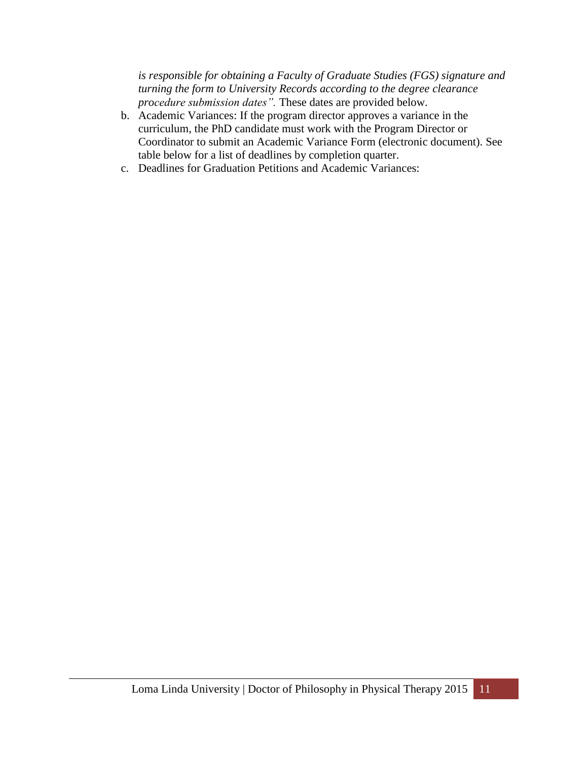*is responsible for obtaining a Faculty of Graduate Studies (FGS) signature and turning the form to University Records according to the degree clearance procedure submission dates".* These dates are provided below.

b. Academic Variances: If the program director approves a variance in the curriculum, the PhD candidate must work with the Program Director or Coordinator to submit an Academic Variance Form (electronic document). See table below for a list of deadlines by completion quarter.

c. Deadlines for Graduation Petitions and Academic Variances: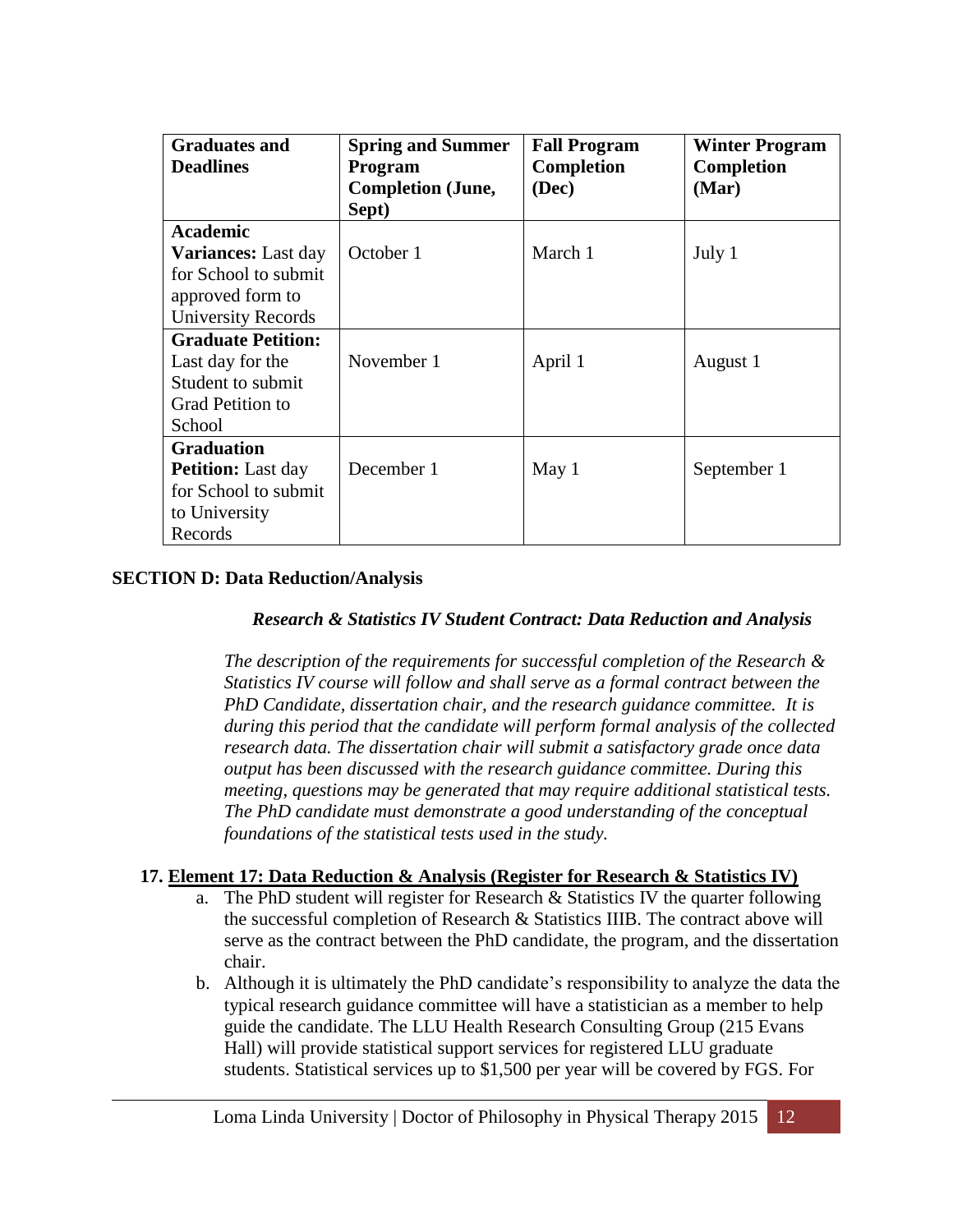| **Graduates and Deadlines** | **Spring and Summer Program Completion (June, Sept)** | **Fall Program Completion (Dec)** | **Winter Program Completion (Mar)** |
|---|---|---|---|
| **Academic Variances:** Last day for School to submit approved form to University Records | October 1 | March 1 | July 1 |
| **Graduate Petition:** Last day for the Student to submit Grad Petition to School | November 1 | April 1 | August 1 |
| **Graduation Petition:** Last day for School to submit to University Records | December 1 | May 1 | September 1 |

**SECTION D: Data Reduction/Analysis**

***Research & Statistics IV Student Contract: Data Reduction and Analysis***

*The description of the requirements for successful completion of the Research & Statistics IV course will follow and shall serve as a formal contract between the PhD Candidate, dissertation chair, and the research guidance committee. It is during this period that the candidate will perform formal analysis of the collected research data. The dissertation chair will submit a satisfactory grade once data output has been discussed with the research guidance committee. During this meeting, questions may be generated that may require additional statistical tests. The PhD candidate must demonstrate a good understanding of the conceptual foundations of the statistical tests used in the study.*

17. **Element 17: Data Reduction & Analysis (Register for Research & Statistics IV)**
    a. The PhD student will register for Research & Statistics IV the quarter following the successful completion of Research & Statistics IIIB. The contract above will serve as the contract between the PhD candidate, the program, and the dissertation chair.
    b. Although it is ultimately the PhD candidate's responsibility to analyze the data the typical research guidance committee will have a statistician as a member to help guide the candidate. The LLU Health Research Consulting Group (215 Evans Hall) will provide statistical support services for registered LLU graduate students. Statistical services up to $1,500 per year will be covered by FGS. For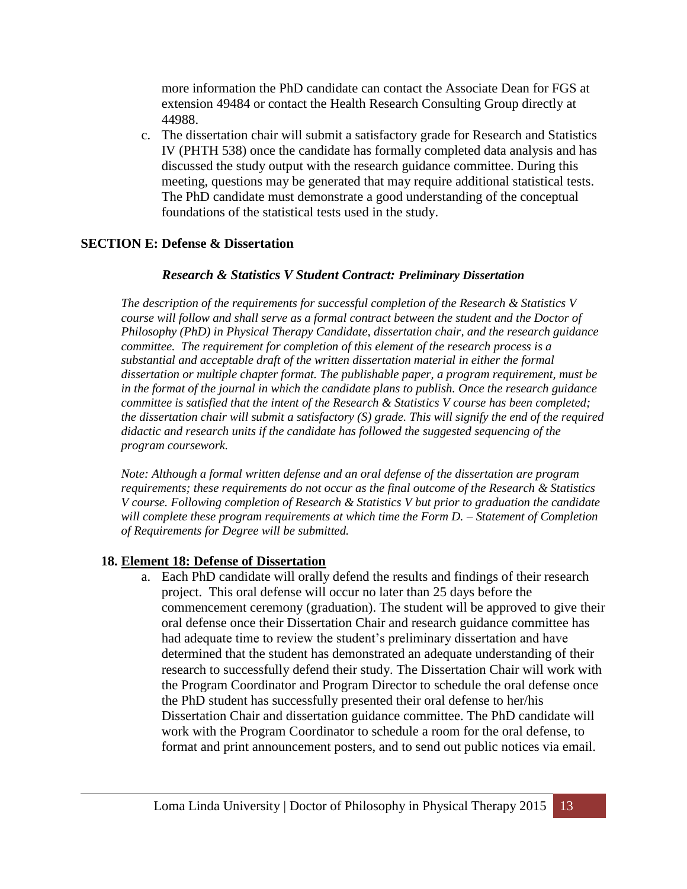more information the PhD candidate can contact the Associate Dean for FGS at extension 49484 or contact the Health Research Consulting Group directly at 44988.

c. The dissertation chair will submit a satisfactory grade for Research and Statistics IV (PHTH 538) once the candidate has formally completed data analysis and has discussed the study output with the research guidance committee. During this meeting, questions may be generated that may require additional statistical tests. The PhD candidate must demonstrate a good understanding of the conceptual foundations of the statistical tests used in the study.

## SECTION E: Defense & Dissertation

### *Research & Statistics V Student Contract: Preliminary Dissertation*

*The description of the requirements for successful completion of the Research & Statistics V course will follow and shall serve as a formal contract between the student and the Doctor of Philosophy (PhD) in Physical Therapy Candidate, dissertation chair, and the research guidance committee. The requirement for completion of this element of the research process is a substantial and acceptable draft of the written dissertation material in either the formal dissertation or multiple chapter format. The publishable paper, a program requirement, must be in the format of the journal in which the candidate plans to publish. Once the research guidance committee is satisfied that the intent of the Research & Statistics V course has been completed; the dissertation chair will submit a satisfactory (S) grade. This will signify the end of the required didactic and research units if the candidate has followed the suggested sequencing of the program coursework.*

*Note: Although a formal written defense and an oral defense of the dissertation are program requirements; these requirements do not occur as the final outcome of the Research & Statistics V course. Following completion of Research & Statistics V but prior to graduation the candidate will complete these program requirements at which time the Form D. – Statement of Completion of Requirements for Degree will be submitted.*

**18. <u>Element 18: Defense of Dissertation</u>**

a. Each PhD candidate will orally defend the results and findings of their research project. This oral defense will occur no later than 25 days before the commencement ceremony (graduation). The student will be approved to give their oral defense once their Dissertation Chair and research guidance committee has had adequate time to review the student's preliminary dissertation and have determined that the student has demonstrated an adequate understanding of their research to successfully defend their study. The Dissertation Chair will work with the Program Coordinator and Program Director to schedule the oral defense once the PhD student has successfully presented their oral defense to her/his Dissertation Chair and dissertation guidance committee. The PhD candidate will work with the Program Coordinator to schedule a room for the oral defense, to format and print announcement posters, and to send out public notices via email.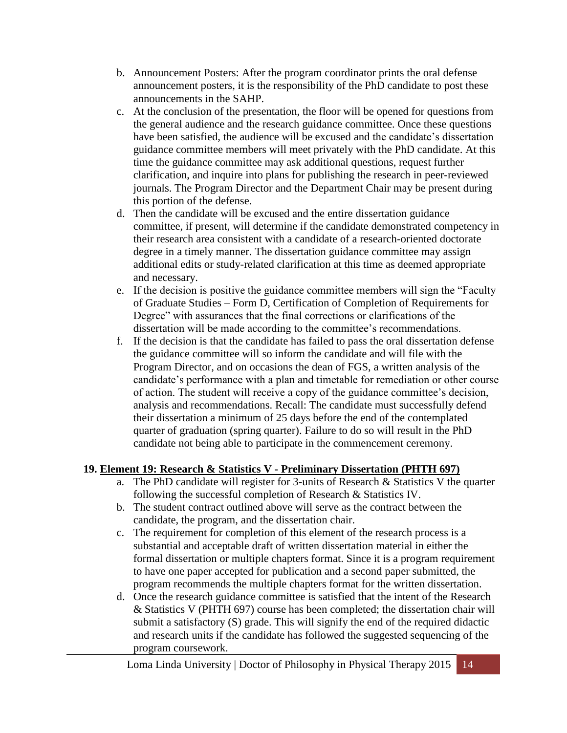b. Announcement Posters: After the program coordinator prints the oral defense announcement posters, it is the responsibility of the PhD candidate to post these announcements in the SAHP.

c. At the conclusion of the presentation, the floor will be opened for questions from the general audience and the research guidance committee. Once these questions have been satisfied, the audience will be excused and the candidate's dissertation guidance committee members will meet privately with the PhD candidate. At this time the guidance committee may ask additional questions, request further clarification, and inquire into plans for publishing the research in peer-reviewed journals. The Program Director and the Department Chair may be present during this portion of the defense.

d. Then the candidate will be excused and the entire dissertation guidance committee, if present, will determine if the candidate demonstrated competency in their research area consistent with a candidate of a research-oriented doctorate degree in a timely manner. The dissertation guidance committee may assign additional edits or study-related clarification at this time as deemed appropriate and necessary.

e. If the decision is positive the guidance committee members will sign the "Faculty of Graduate Studies – Form D, Certification of Completion of Requirements for Degree" with assurances that the final corrections or clarifications of the dissertation will be made according to the committee's recommendations.

f. If the decision is that the candidate has failed to pass the oral dissertation defense the guidance committee will so inform the candidate and will file with the Program Director, and on occasions the dean of FGS, a written analysis of the candidate's performance with a plan and timetable for remediation or other course of action. The student will receive a copy of the guidance committee's decision, analysis and recommendations. Recall: The candidate must successfully defend their dissertation a minimum of 25 days before the end of the contemplated quarter of graduation (spring quarter). Failure to do so will result in the PhD candidate not being able to participate in the commencement ceremony.

**19. Element 19: Research & Statistics V - Preliminary Dissertation (PHTH 697)**

a. The PhD candidate will register for 3-units of Research & Statistics V the quarter following the successful completion of Research & Statistics IV.

b. The student contract outlined above will serve as the contract between the candidate, the program, and the dissertation chair.

c. The requirement for completion of this element of the research process is a substantial and acceptable draft of written dissertation material in either the formal dissertation or multiple chapters format. Since it is a program requirement to have one paper accepted for publication and a second paper submitted, the program recommends the multiple chapters format for the written dissertation.

d. Once the research guidance committee is satisfied that the intent of the Research & Statistics V (PHTH 697) course has been completed; the dissertation chair will submit a satisfactory (S) grade. This will signify the end of the required didactic and research units if the candidate has followed the suggested sequencing of the program coursework.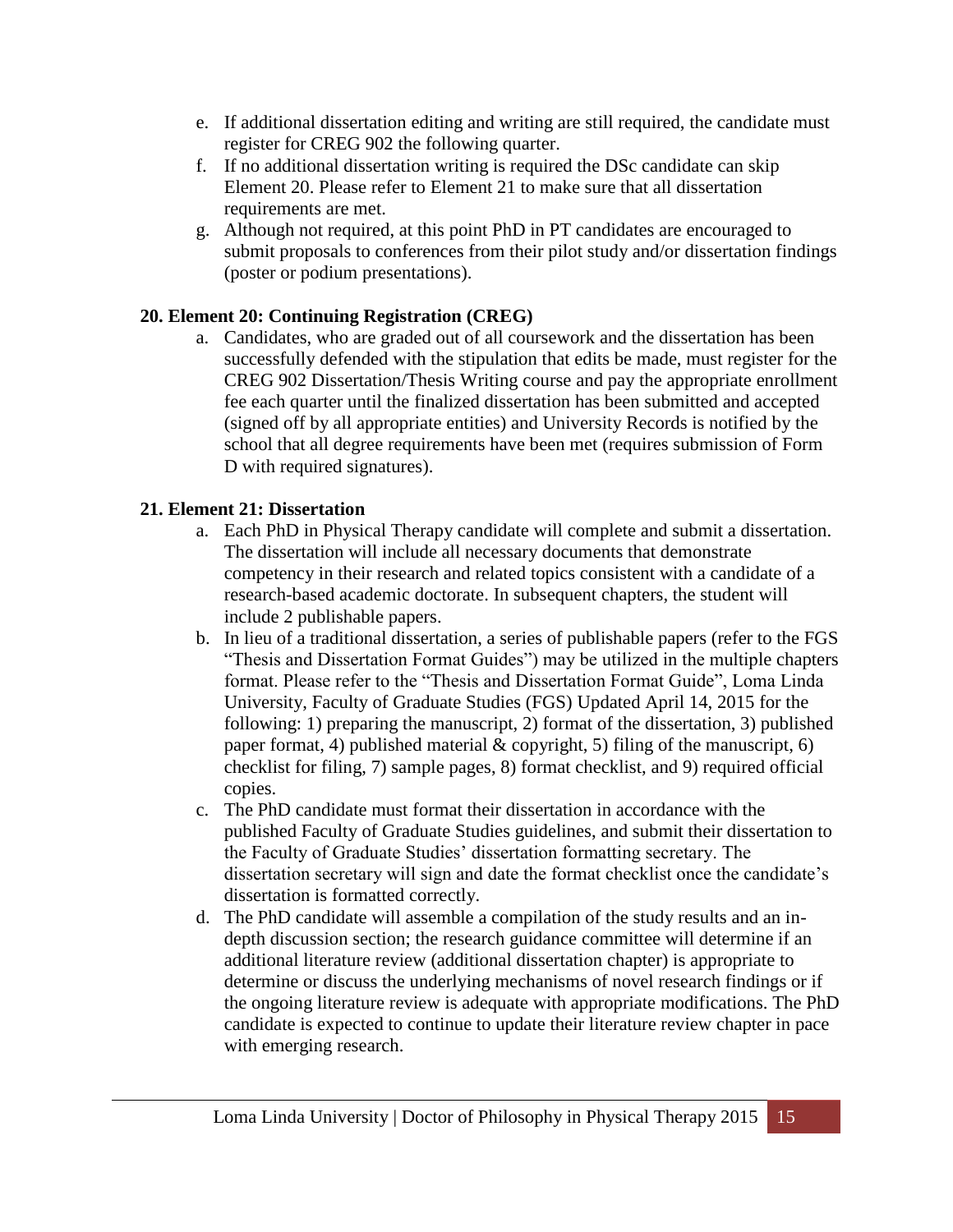e. If additional dissertation editing and writing are still required, the candidate must register for CREG 902 the following quarter.
f. If no additional dissertation writing is required the DSc candidate can skip Element 20. Please refer to Element 21 to make sure that all dissertation requirements are met.
g. Although not required, at this point PhD in PT candidates are encouraged to submit proposals to conferences from their pilot study and/or dissertation findings (poster or podium presentations).

### 20. Element 20: Continuing Registration (CREG)

a. Candidates, who are graded out of all coursework and the dissertation has been successfully defended with the stipulation that edits be made, must register for the CREG 902 Dissertation/Thesis Writing course and pay the appropriate enrollment fee each quarter until the finalized dissertation has been submitted and accepted (signed off by all appropriate entities) and University Records is notified by the school that all degree requirements have been met (requires submission of Form D with required signatures).

### 21. Element 21: Dissertation

a. Each PhD in Physical Therapy candidate will complete and submit a dissertation. The dissertation will include all necessary documents that demonstrate competency in their research and related topics consistent with a candidate of a research-based academic doctorate. In subsequent chapters, the student will include 2 publishable papers.
b. In lieu of a traditional dissertation, a series of publishable papers (refer to the FGS "Thesis and Dissertation Format Guides") may be utilized in the multiple chapters format. Please refer to the "Thesis and Dissertation Format Guide", Loma Linda University, Faculty of Graduate Studies (FGS) Updated April 14, 2015 for the following: 1) preparing the manuscript, 2) format of the dissertation, 3) published paper format, 4) published material & copyright, 5) filing of the manuscript, 6) checklist for filing, 7) sample pages, 8) format checklist, and 9) required official copies.
c. The PhD candidate must format their dissertation in accordance with the published Faculty of Graduate Studies guidelines, and submit their dissertation to the Faculty of Graduate Studies' dissertation formatting secretary. The dissertation secretary will sign and date the format checklist once the candidate's dissertation is formatted correctly.
d. The PhD candidate will assemble a compilation of the study results and an in-depth discussion section; the research guidance committee will determine if an additional literature review (additional dissertation chapter) is appropriate to determine or discuss the underlying mechanisms of novel research findings or if the ongoing literature review is adequate with appropriate modifications. The PhD candidate is expected to continue to update their literature review chapter in pace with emerging research.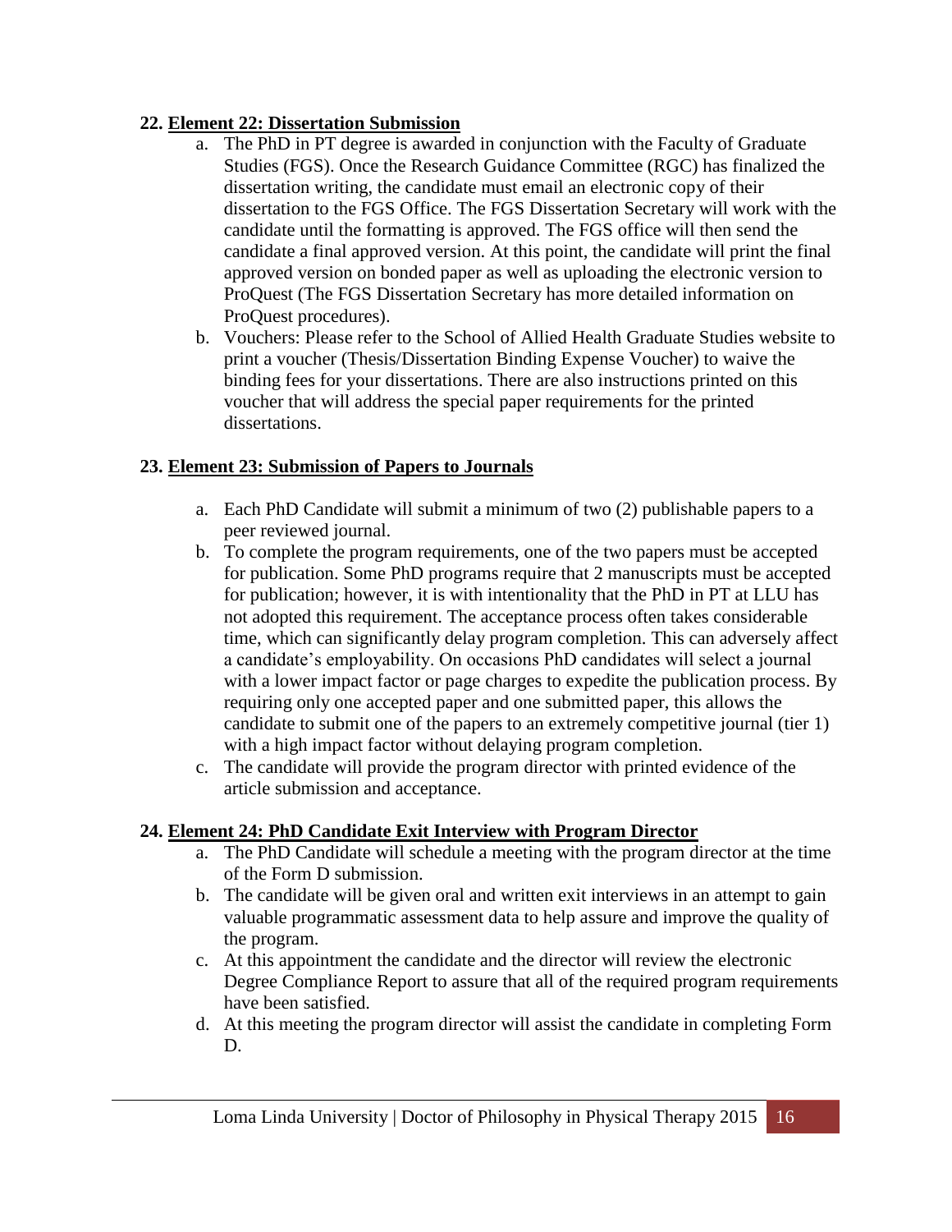## 22. Element 22: Dissertation Submission

a. The PhD in PT degree is awarded in conjunction with the Faculty of Graduate Studies (FGS). Once the Research Guidance Committee (RGC) has finalized the dissertation writing, the candidate must email an electronic copy of their dissertation to the FGS Office. The FGS Dissertation Secretary will work with the candidate until the formatting is approved. The FGS office will then send the candidate a final approved version. At this point, the candidate will print the final approved version on bonded paper as well as uploading the electronic version to ProQuest (The FGS Dissertation Secretary has more detailed information on ProQuest procedures).

b. Vouchers: Please refer to the School of Allied Health Graduate Studies website to print a voucher (Thesis/Dissertation Binding Expense Voucher) to waive the binding fees for your dissertations. There are also instructions printed on this voucher that will address the special paper requirements for the printed dissertations.

## 23. Element 23: Submission of Papers to Journals

a. Each PhD Candidate will submit a minimum of two (2) publishable papers to a peer reviewed journal.

b. To complete the program requirements, one of the two papers must be accepted for publication. Some PhD programs require that 2 manuscripts must be accepted for publication; however, it is with intentionality that the PhD in PT at LLU has not adopted this requirement. The acceptance process often takes considerable time, which can significantly delay program completion. This can adversely affect a candidate's employability. On occasions PhD candidates will select a journal with a lower impact factor or page charges to expedite the publication process. By requiring only one accepted paper and one submitted paper, this allows the candidate to submit one of the papers to an extremely competitive journal (tier 1) with a high impact factor without delaying program completion.

c. The candidate will provide the program director with printed evidence of the article submission and acceptance.

## 24. Element 24: PhD Candidate Exit Interview with Program Director

a. The PhD Candidate will schedule a meeting with the program director at the time of the Form D submission.

b. The candidate will be given oral and written exit interviews in an attempt to gain valuable programmatic assessment data to help assure and improve the quality of the program.

c. At this appointment the candidate and the director will review the electronic Degree Compliance Report to assure that all of the required program requirements have been satisfied.

d. At this meeting the program director will assist the candidate in completing Form D.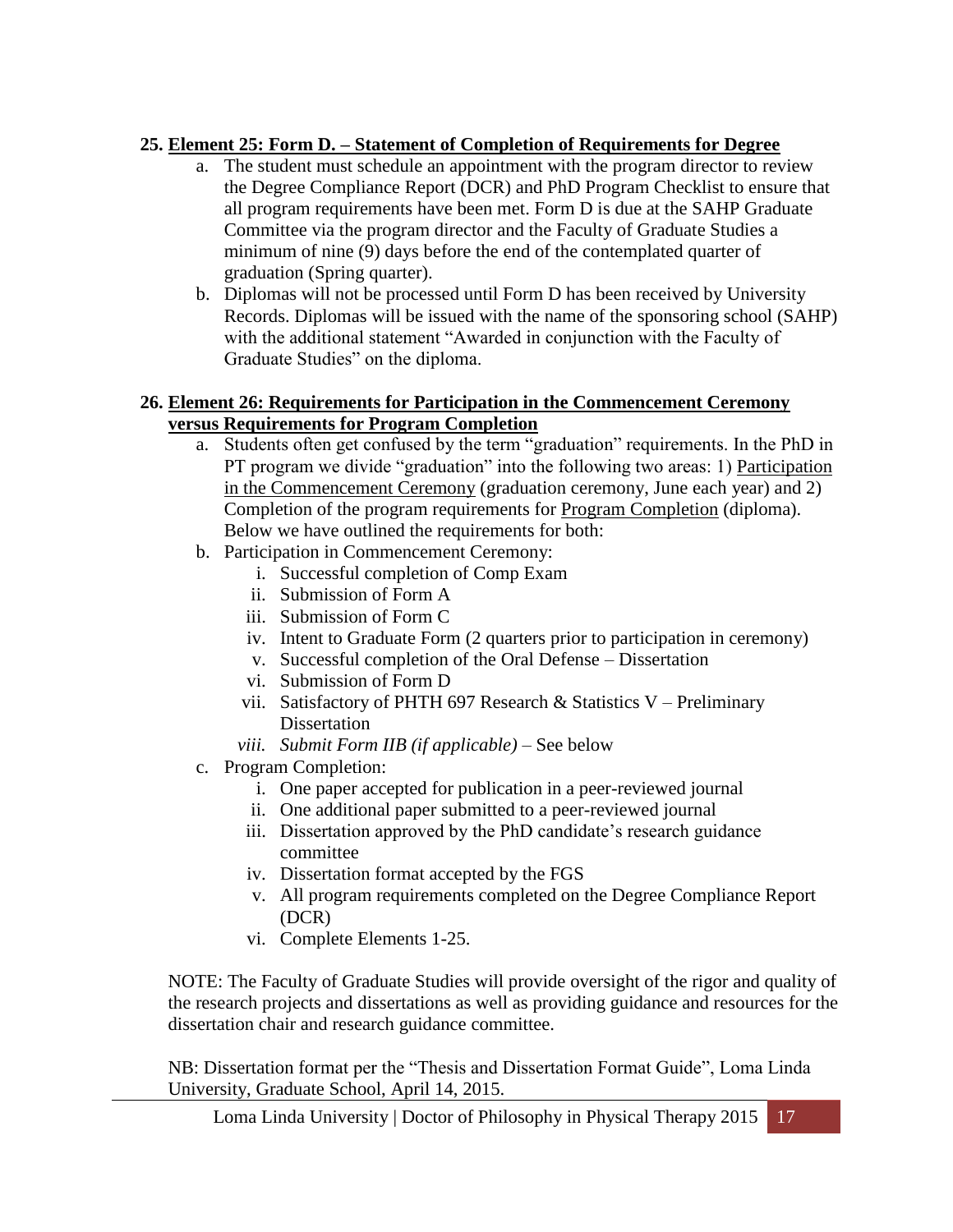**25. <u>Element 25: Form D. – Statement of Completion of Requirements for Degree</u>**

a. The student must schedule an appointment with the program director to review the Degree Compliance Report (DCR) and PhD Program Checklist to ensure that all program requirements have been met. Form D is due at the SAHP Graduate Committee via the program director and the Faculty of Graduate Studies a minimum of nine (9) days before the end of the contemplated quarter of graduation (Spring quarter).

b. Diplomas will not be processed until Form D has been received by University Records. Diplomas will be issued with the name of the sponsoring school (SAHP) with the additional statement "Awarded in conjunction with the Faculty of Graduate Studies" on the diploma.

**26. <u>Element 26: Requirements for Participation in the Commencement Ceremony versus Requirements for Program Completion</u>**

a. Students often get confused by the term "graduation" requirements. In the PhD in PT program we divide "graduation" into the following two areas: 1) <u>Participation in the Commencement Ceremony</u> (graduation ceremony, June each year) and 2) Completion of the program requirements for <u>Program Completion</u> (diploma). Below we have outlined the requirements for both:

b. Participation in Commencement Ceremony:
   i. Successful completion of Comp Exam
   ii. Submission of Form A
   iii. Submission of Form C
   iv. Intent to Graduate Form (2 quarters prior to participation in ceremony)
   v. Successful completion of the Oral Defense – Dissertation
   vi. Submission of Form D
   vii. Satisfactory of PHTH 697 Research & Statistics V – Preliminary Dissertation
   *viii. Submit Form IIB (if applicable)* – See below

c. Program Completion:
   i. One paper accepted for publication in a peer-reviewed journal
   ii. One additional paper submitted to a peer-reviewed journal
   iii. Dissertation approved by the PhD candidate's research guidance committee
   iv. Dissertation format accepted by the FGS
   v. All program requirements completed on the Degree Compliance Report (DCR)
   vi. Complete Elements 1-25.

NOTE: The Faculty of Graduate Studies will provide oversight of the rigor and quality of the research projects and dissertations as well as providing guidance and resources for the dissertation chair and research guidance committee.

NB: Dissertation format per the "Thesis and Dissertation Format Guide", Loma Linda University, Graduate School, April 14, 2015.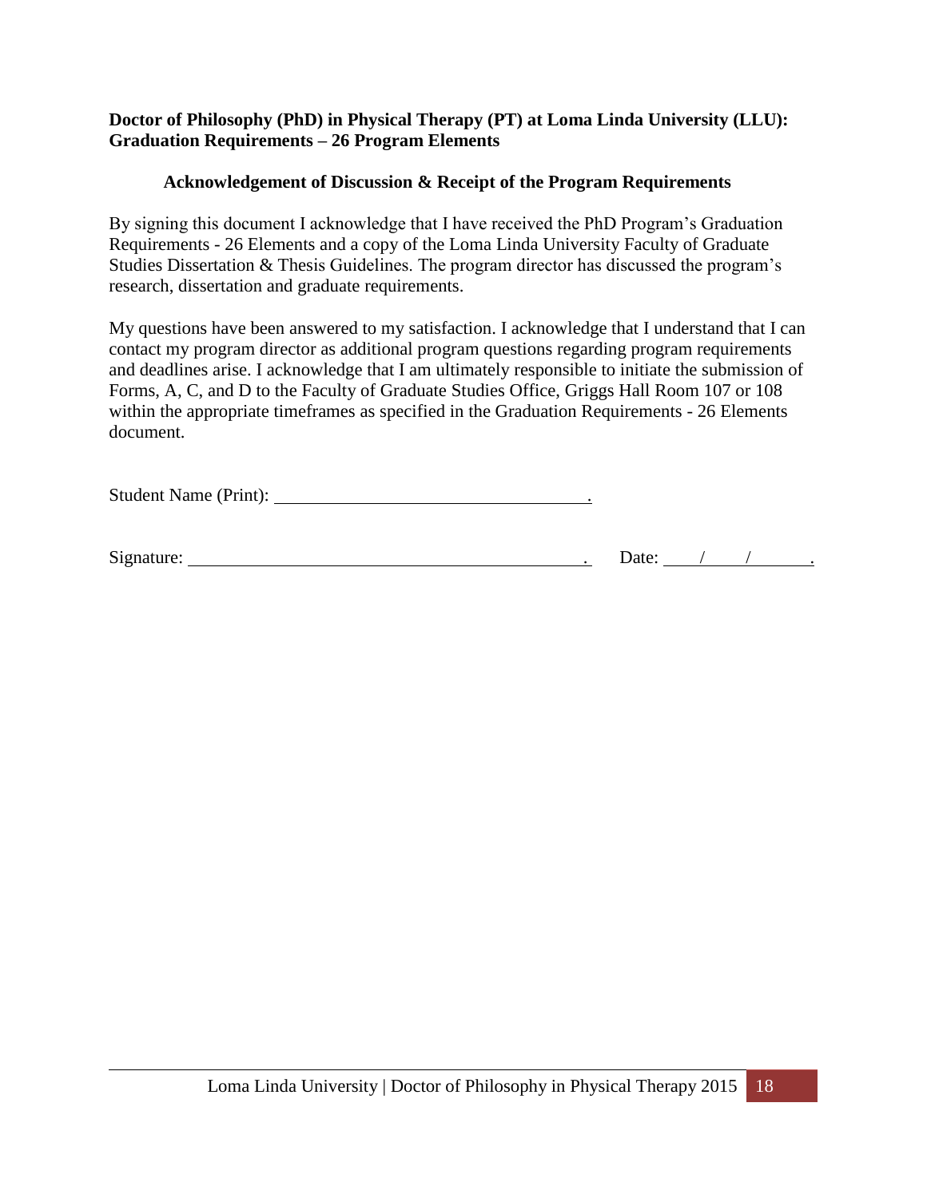**Doctor of Philosophy (PhD) in Physical Therapy (PT) at Loma Linda University (LLU): Graduation Requirements – 26 Program Elements**

**Acknowledgement of Discussion & Receipt of the Program Requirements**

By signing this document I acknowledge that I have received the PhD Program's Graduation Requirements - 26 Elements and a copy of the Loma Linda University Faculty of Graduate Studies Dissertation & Thesis Guidelines. The program director has discussed the program's research, dissertation and graduate requirements.

My questions have been answered to my satisfaction. I acknowledge that I understand that I can contact my program director as additional program questions regarding program requirements and deadlines arise. I acknowledge that I am ultimately responsible to initiate the submission of Forms, A, C, and D to the Faculty of Graduate Studies Office, Griggs Hall Room 107 or 108 within the appropriate timeframes as specified in the Graduation Requirements - 26 Elements document.

Student Name (Print): ___________________________________.

Signature: __________________________________________. Date: ____/____/______.